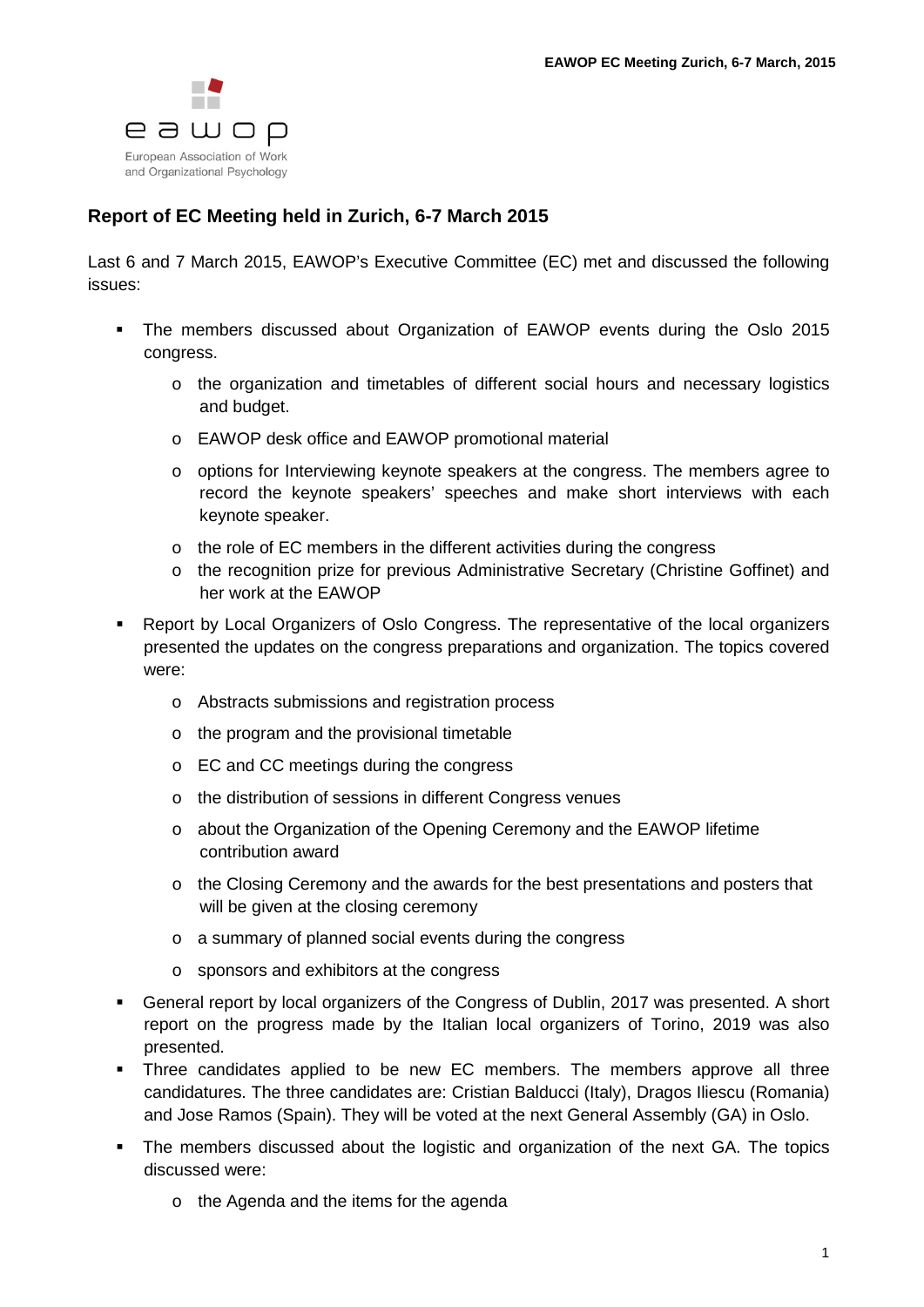eawop

European Association of Work and Organizational Psychology

## Report of EC Meeting held in Zurich, 6-7 March 2015

Last 6 and 7 March 2015, EAWOP's Executive Committee (EC) met and discussed the following issues:

- The members discussed about Organization of EAWOP events during the Oslo 2015 congress.
  - the organization and timetables of different social hours and necessary logistics and budget.
  - EAWOP desk office and EAWOP promotional material
  - options for Interviewing keynote speakers at the congress. The members agree to record the keynote speakers' speeches and make short interviews with each keynote speaker.
  - the role of EC members in the different activities during the congress
  - the recognition prize for previous Administrative Secretary (Christine Goffinet) and her work at the EAWOP
- Report by Local Organizers of Oslo Congress. The representative of the local organizers presented the updates on the congress preparations and organization. The topics covered were:
  - Abstracts submissions and registration process
  - the program and the provisional timetable
  - EC and CC meetings during the congress
  - the distribution of sessions in different Congress venues
  - about the Organization of the Opening Ceremony and the EAWOP lifetime contribution award
  - the Closing Ceremony and the awards for the best presentations and posters that will be given at the closing ceremony
  - a summary of planned social events during the congress
  - sponsors and exhibitors at the congress
- General report by local organizers of the Congress of Dublin, 2017 was presented. A short report on the progress made by the Italian local organizers of Torino, 2019 was also presented.
- Three candidates applied to be new EC members. The members approve all three candidatures. The three candidates are: Cristian Balducci (Italy), Dragos Iliescu (Romania) and Jose Ramos (Spain). They will be voted at the next General Assembly (GA) in Oslo.
- The members discussed about the logistic and organization of the next GA. The topics discussed were:
  - the Agenda and the items for the agenda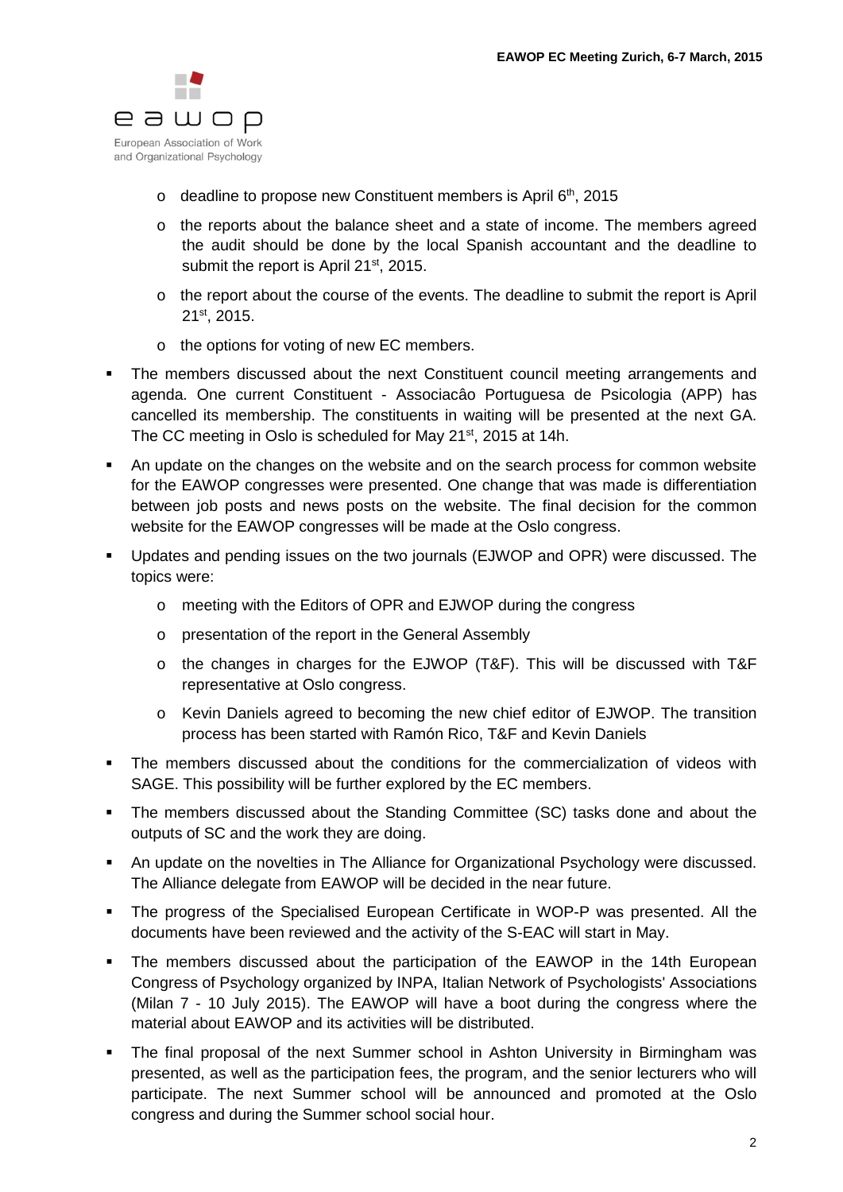- deadline to propose new Constituent members is April 6th, 2015
  - the reports about the balance sheet and a state of income. The members agreed the audit should be done by the local Spanish accountant and the deadline to submit the report is April 21st, 2015.
  - the report about the course of the events. The deadline to submit the report is April 21st, 2015.
  - the options for voting of new EC members.

- The members discussed about the next Constituent council meeting arrangements and agenda. One current Constituent - Associacâo Portuguesa de Psicologia (APP) has cancelled its membership. The constituents in waiting will be presented at the next GA. The CC meeting in Oslo is scheduled for May 21st, 2015 at 14h.
- An update on the changes on the website and on the search process for common website for the EAWOP congresses were presented. One change that was made is differentiation between job posts and news posts on the website. The final decision for the common website for the EAWOP congresses will be made at the Oslo congress.
- Updates and pending issues on the two journals (EJWOP and OPR) were discussed. The topics were:
  - meeting with the Editors of OPR and EJWOP during the congress
  - presentation of the report in the General Assembly
  - the changes in charges for the EJWOP (T&F). This will be discussed with T&F representative at Oslo congress.
  - Kevin Daniels agreed to becoming the new chief editor of EJWOP. The transition process has been started with Ramón Rico, T&F and Kevin Daniels
- The members discussed about the conditions for the commercialization of videos with SAGE. This possibility will be further explored by the EC members.
- The members discussed about the Standing Committee (SC) tasks done and about the outputs of SC and the work they are doing.
- An update on the novelties in The Alliance for Organizational Psychology were discussed. The Alliance delegate from EAWOP will be decided in the near future.
- The progress of the Specialised European Certificate in WOP-P was presented. All the documents have been reviewed and the activity of the S-EAC will start in May.
- The members discussed about the participation of the EAWOP in the 14th European Congress of Psychology organized by INPA, Italian Network of Psychologists' Associations (Milan 7 - 10 July 2015). The EAWOP will have a boot during the congress where the material about EAWOP and its activities will be distributed.
- The final proposal of the next Summer school in Ashton University in Birmingham was presented, as well as the participation fees, the program, and the senior lecturers who will participate. The next Summer school will be announced and promoted at the Oslo congress and during the Summer school social hour.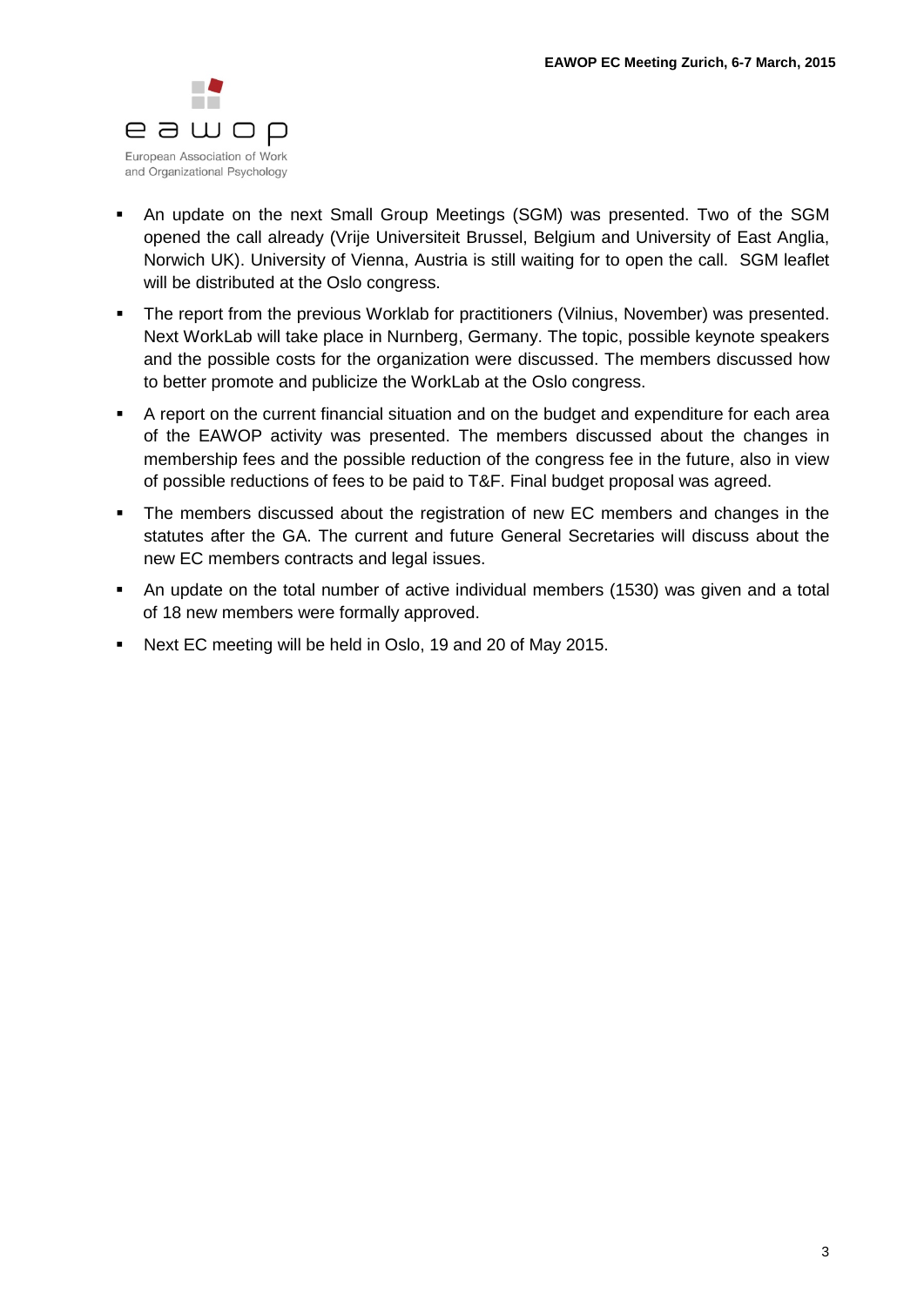- An update on the next Small Group Meetings (SGM) was presented. Two of the SGM opened the call already (Vrije Universiteit Brussel, Belgium and University of East Anglia, Norwich UK). University of Vienna, Austria is still waiting for to open the call. SGM leaflet will be distributed at the Oslo congress.
- The report from the previous Worklab for practitioners (Vilnius, November) was presented. Next WorkLab will take place in Nurnberg, Germany. The topic, possible keynote speakers and the possible costs for the organization were discussed. The members discussed how to better promote and publicize the WorkLab at the Oslo congress.
- A report on the current financial situation and on the budget and expenditure for each area of the EAWOP activity was presented. The members discussed about the changes in membership fees and the possible reduction of the congress fee in the future, also in view of possible reductions of fees to be paid to T&F. Final budget proposal was agreed.
- The members discussed about the registration of new EC members and changes in the statutes after the GA. The current and future General Secretaries will discuss about the new EC members contracts and legal issues.
- An update on the total number of active individual members (1530) was given and a total of 18 new members were formally approved.
- Next EC meeting will be held in Oslo, 19 and 20 of May 2015.